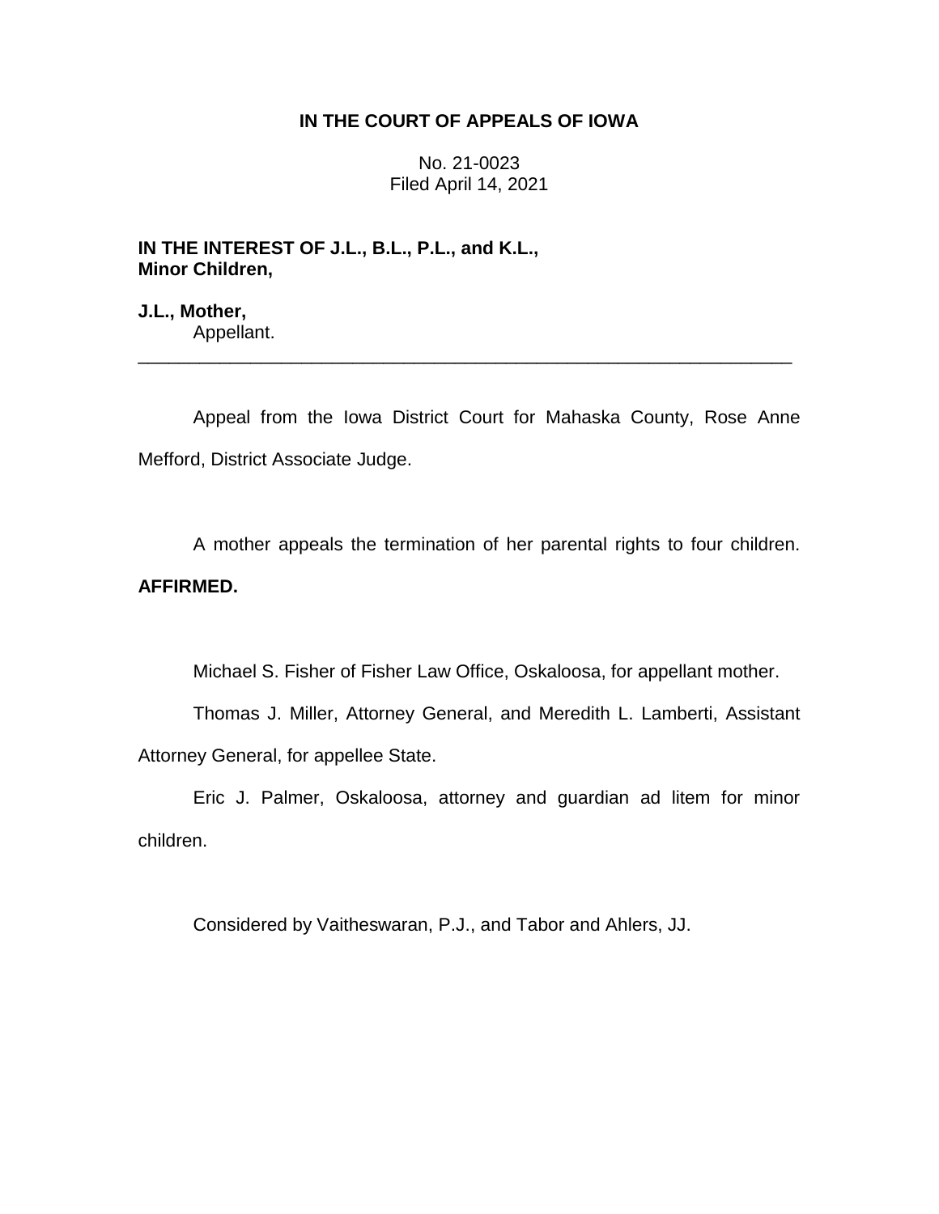**IN THE COURT OF APPEALS OF IOWA**

No. 21-0023
Filed April 14, 2021

**IN THE INTEREST OF J.L., B.L., P.L., and K.L., Minor Children,**

**J.L., Mother,**
Appellant.

---

Appeal from the Iowa District Court for Mahaska County, Rose Anne Mefford, District Associate Judge.

A mother appeals the termination of her parental rights to four children. **AFFIRMED.**

Michael S. Fisher of Fisher Law Office, Oskaloosa, for appellant mother.

Thomas J. Miller, Attorney General, and Meredith L. Lamberti, Assistant Attorney General, for appellee State.

Eric J. Palmer, Oskaloosa, attorney and guardian ad litem for minor children.

Considered by Vaitheswaran, P.J., and Tabor and Ahlers, JJ.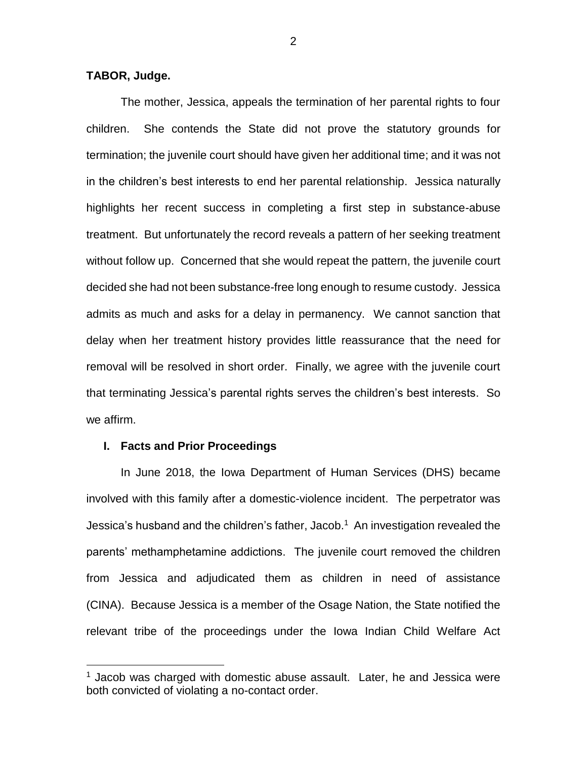**TABOR, Judge.**

The mother, Jessica, appeals the termination of her parental rights to four children. She contends the State did not prove the statutory grounds for termination; the juvenile court should have given her additional time; and it was not in the children's best interests to end her parental relationship. Jessica naturally highlights her recent success in completing a first step in substance-abuse treatment. But unfortunately the record reveals a pattern of her seeking treatment without follow up. Concerned that she would repeat the pattern, the juvenile court decided she had not been substance-free long enough to resume custody. Jessica admits as much and asks for a delay in permanency. We cannot sanction that delay when her treatment history provides little reassurance that the need for removal will be resolved in short order. Finally, we agree with the juvenile court that terminating Jessica's parental rights serves the children's best interests. So we affirm.

## I. Facts and Prior Proceedings

In June 2018, the Iowa Department of Human Services (DHS) became involved with this family after a domestic-violence incident. The perpetrator was Jessica's husband and the children's father, Jacob.[1] An investigation revealed the parents' methamphetamine addictions. The juvenile court removed the children from Jessica and adjudicated them as children in need of assistance (CINA). Because Jessica is a member of the Osage Nation, the State notified the relevant tribe of the proceedings under the Iowa Indian Child Welfare Act

[1] Jacob was charged with domestic abuse assault. Later, he and Jessica were both convicted of violating a no-contact order.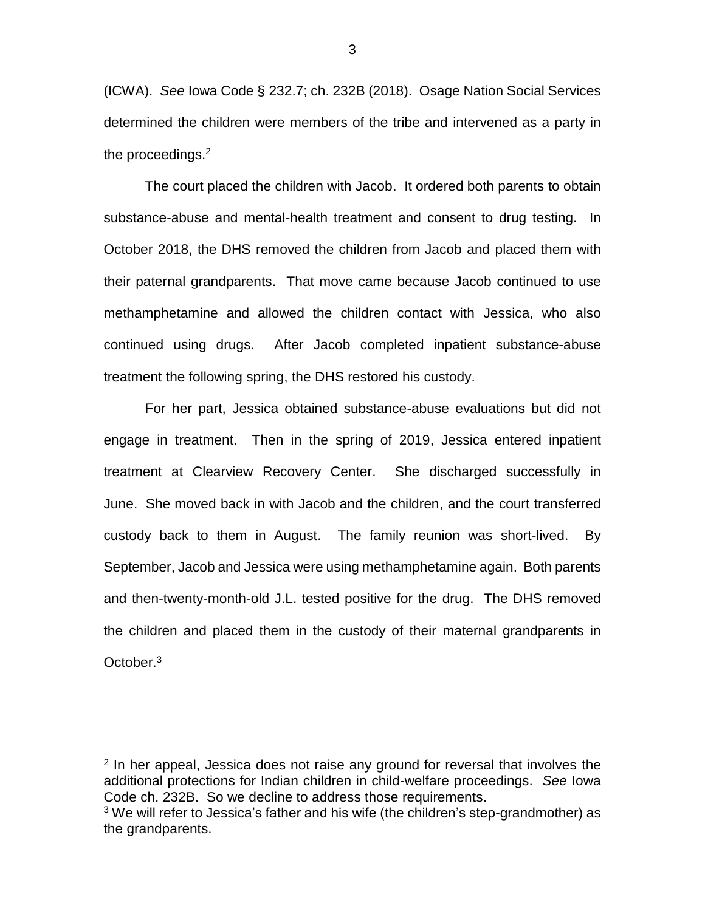(ICWA). *See* Iowa Code § 232.7; ch. 232B (2018). Osage Nation Social Services determined the children were members of the tribe and intervened as a party in the proceedings.[2]

The court placed the children with Jacob. It ordered both parents to obtain substance-abuse and mental-health treatment and consent to drug testing. In October 2018, the DHS removed the children from Jacob and placed them with their paternal grandparents. That move came because Jacob continued to use methamphetamine and allowed the children contact with Jessica, who also continued using drugs. After Jacob completed inpatient substance-abuse treatment the following spring, the DHS restored his custody.

For her part, Jessica obtained substance-abuse evaluations but did not engage in treatment. Then in the spring of 2019, Jessica entered inpatient treatment at Clearview Recovery Center. She discharged successfully in June. She moved back in with Jacob and the children, and the court transferred custody back to them in August. The family reunion was short-lived. By September, Jacob and Jessica were using methamphetamine again. Both parents and then-twenty-month-old J.L. tested positive for the drug. The DHS removed the children and placed them in the custody of their maternal grandparents in October.[3]

---

[2] In her appeal, Jessica does not raise any ground for reversal that involves the additional protections for Indian children in child-welfare proceedings. *See* Iowa Code ch. 232B. So we decline to address those requirements.

[3] We will refer to Jessica's father and his wife (the children's step-grandmother) as the grandparents.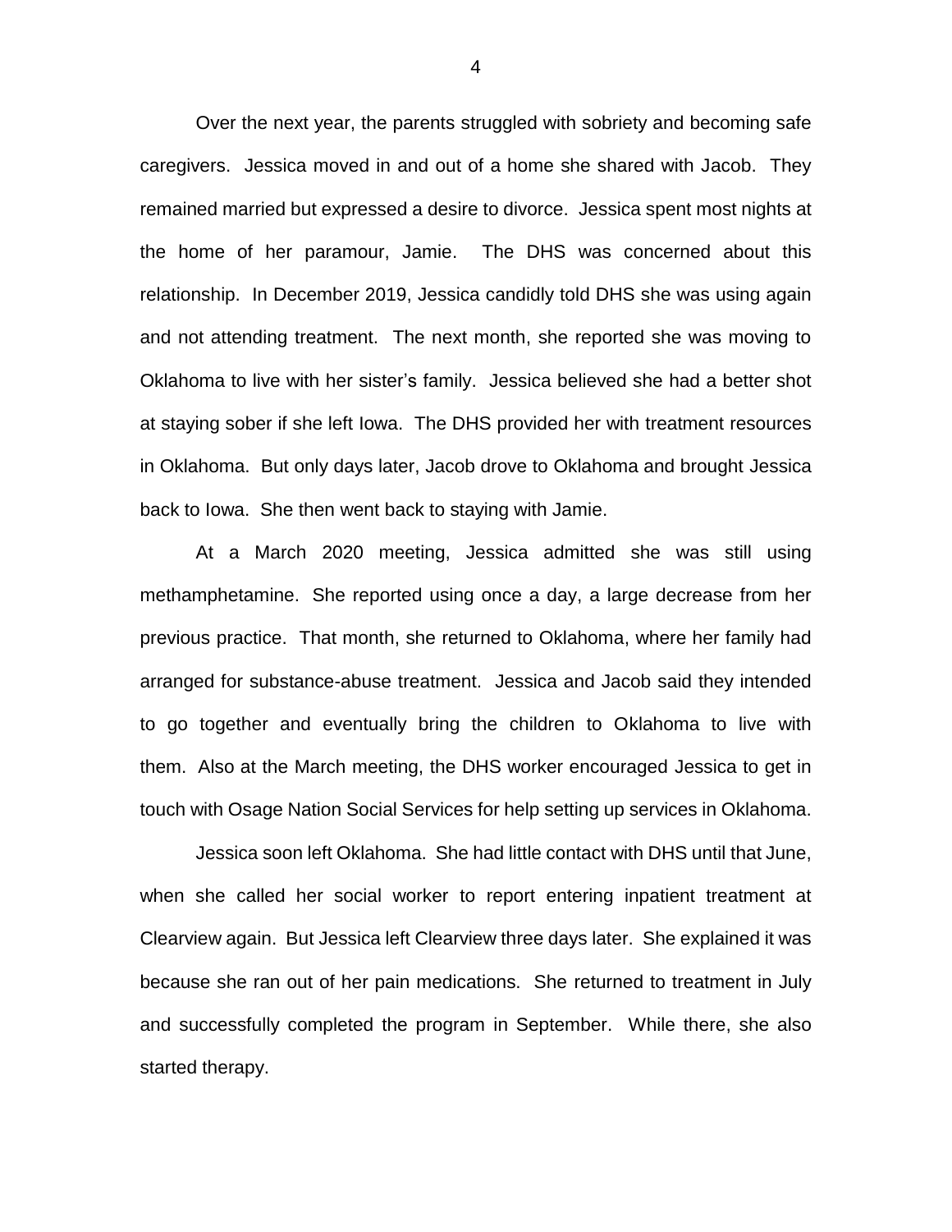Over the next year, the parents struggled with sobriety and becoming safe caregivers. Jessica moved in and out of a home she shared with Jacob. They remained married but expressed a desire to divorce. Jessica spent most nights at the home of her paramour, Jamie. The DHS was concerned about this relationship. In December 2019, Jessica candidly told DHS she was using again and not attending treatment. The next month, she reported she was moving to Oklahoma to live with her sister's family. Jessica believed she had a better shot at staying sober if she left Iowa. The DHS provided her with treatment resources in Oklahoma. But only days later, Jacob drove to Oklahoma and brought Jessica back to Iowa. She then went back to staying with Jamie.

At a March 2020 meeting, Jessica admitted she was still using methamphetamine. She reported using once a day, a large decrease from her previous practice. That month, she returned to Oklahoma, where her family had arranged for substance-abuse treatment. Jessica and Jacob said they intended to go together and eventually bring the children to Oklahoma to live with them. Also at the March meeting, the DHS worker encouraged Jessica to get in touch with Osage Nation Social Services for help setting up services in Oklahoma.

Jessica soon left Oklahoma. She had little contact with DHS until that June, when she called her social worker to report entering inpatient treatment at Clearview again. But Jessica left Clearview three days later. She explained it was because she ran out of her pain medications. She returned to treatment in July and successfully completed the program in September. While there, she also started therapy.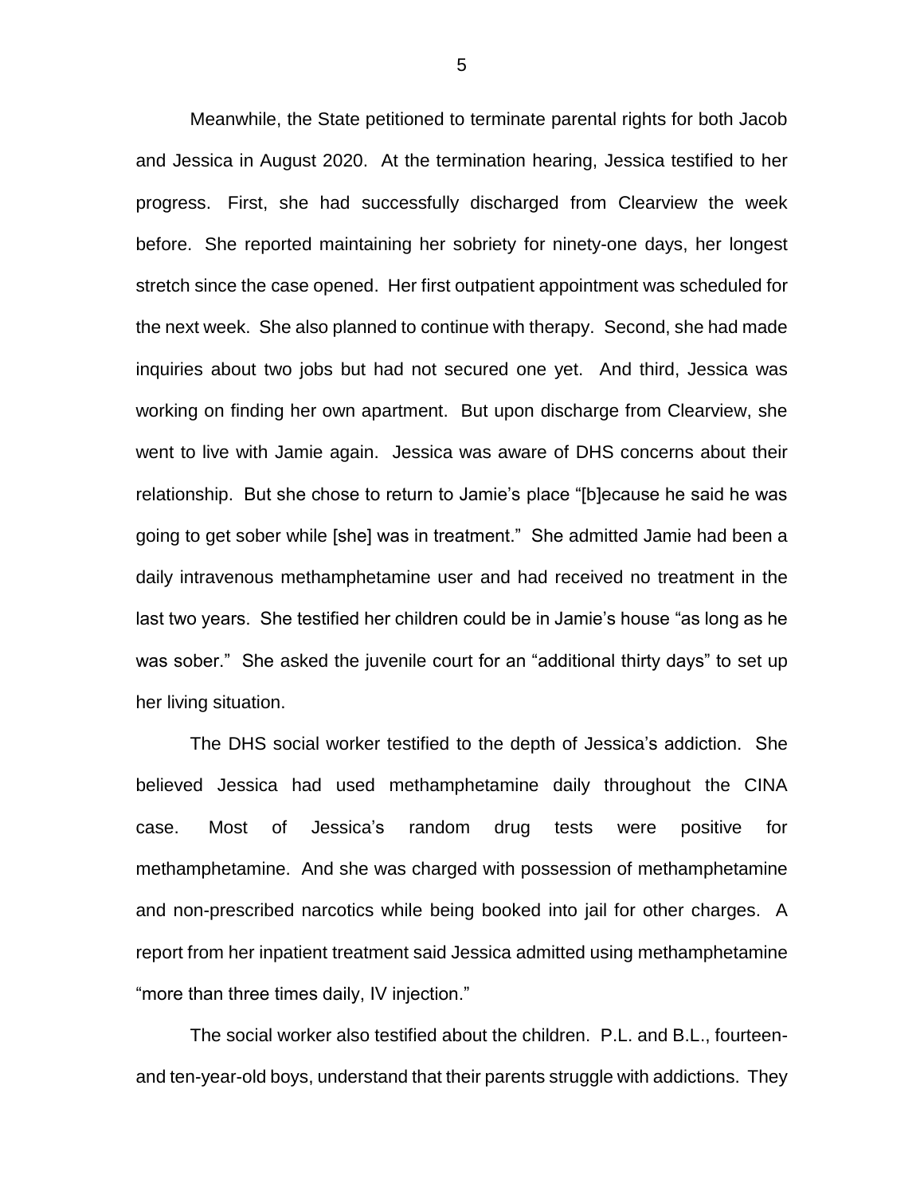Meanwhile, the State petitioned to terminate parental rights for both Jacob and Jessica in August 2020. At the termination hearing, Jessica testified to her progress. First, she had successfully discharged from Clearview the week before. She reported maintaining her sobriety for ninety-one days, her longest stretch since the case opened. Her first outpatient appointment was scheduled for the next week. She also planned to continue with therapy. Second, she had made inquiries about two jobs but had not secured one yet. And third, Jessica was working on finding her own apartment. But upon discharge from Clearview, she went to live with Jamie again. Jessica was aware of DHS concerns about their relationship. But she chose to return to Jamie's place "[b]ecause he said he was going to get sober while [she] was in treatment." She admitted Jamie had been a daily intravenous methamphetamine user and had received no treatment in the last two years. She testified her children could be in Jamie's house "as long as he was sober." She asked the juvenile court for an "additional thirty days" to set up her living situation.

The DHS social worker testified to the depth of Jessica's addiction. She believed Jessica had used methamphetamine daily throughout the CINA case. Most of Jessica's random drug tests were positive for methamphetamine. And she was charged with possession of methamphetamine and non-prescribed narcotics while being booked into jail for other charges. A report from her inpatient treatment said Jessica admitted using methamphetamine "more than three times daily, IV injection."

The social worker also testified about the children. P.L. and B.L., fourteen- and ten-year-old boys, understand that their parents struggle with addictions. They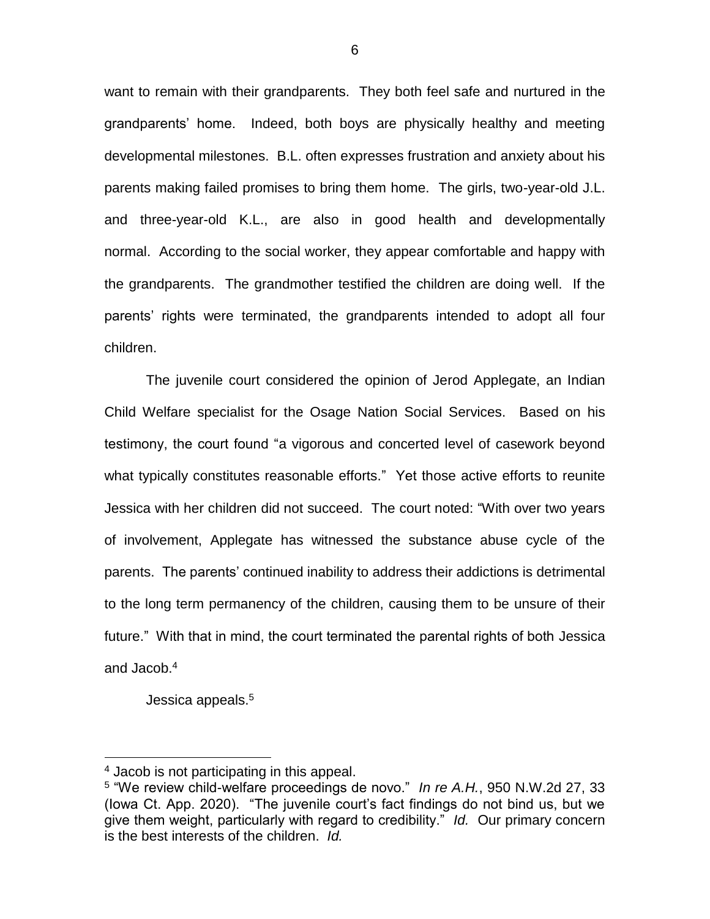want to remain with their grandparents. They both feel safe and nurtured in the grandparents' home. Indeed, both boys are physically healthy and meeting developmental milestones. B.L. often expresses frustration and anxiety about his parents making failed promises to bring them home. The girls, two-year-old J.L. and three-year-old K.L., are also in good health and developmentally normal. According to the social worker, they appear comfortable and happy with the grandparents. The grandmother testified the children are doing well. If the parents' rights were terminated, the grandparents intended to adopt all four children.

The juvenile court considered the opinion of Jerod Applegate, an Indian Child Welfare specialist for the Osage Nation Social Services. Based on his testimony, the court found "a vigorous and concerted level of casework beyond what typically constitutes reasonable efforts." Yet those active efforts to reunite Jessica with her children did not succeed. The court noted: "With over two years of involvement, Applegate has witnessed the substance abuse cycle of the parents. The parents' continued inability to address their addictions is detrimental to the long term permanency of the children, causing them to be unsure of their future." With that in mind, the court terminated the parental rights of both Jessica and Jacob.[4]

Jessica appeals.[5]

---

[4] Jacob is not participating in this appeal.

[5] "We review child-welfare proceedings de novo." *In re A.H.*, 950 N.W.2d 27, 33 (Iowa Ct. App. 2020). "The juvenile court's fact findings do not bind us, but we give them weight, particularly with regard to credibility." *Id.* Our primary concern is the best interests of the children. *Id.*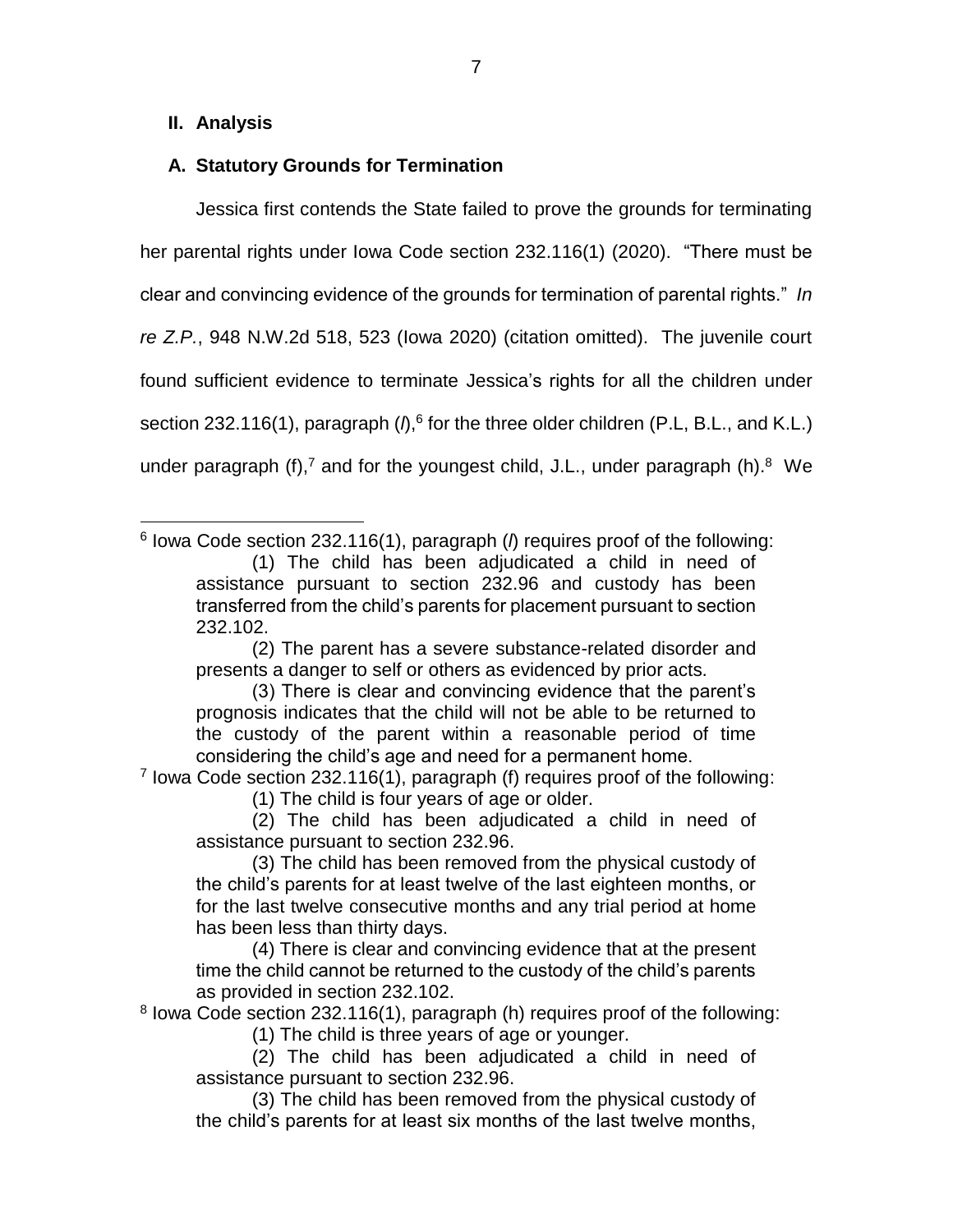## II. Analysis

### A. Statutory Grounds for Termination

Jessica first contends the State failed to prove the grounds for terminating her parental rights under Iowa Code section 232.116(1) (2020). "There must be clear and convincing evidence of the grounds for termination of parental rights." *In re Z.P.*, 948 N.W.2d 518, 523 (Iowa 2020) (citation omitted). The juvenile court found sufficient evidence to terminate Jessica's rights for all the children under section 232.116(1), paragraph (*l*),[6] for the three older children (P.L, B.L., and K.L.) under paragraph (f),[7] and for the youngest child, J.L., under paragraph (h).[8] We

---

[6] Iowa Code section 232.116(1), paragraph (*l*) requires proof of the following:

> (1) The child has been adjudicated a child in need of assistance pursuant to section 232.96 and custody has been transferred from the child's parents for placement pursuant to section 232.102.
>
> (2) The parent has a severe substance-related disorder and presents a danger to self or others as evidenced by prior acts.
>
> (3) There is clear and convincing evidence that the parent's prognosis indicates that the child will not be able to be returned to the custody of the parent within a reasonable period of time considering the child's age and need for a permanent home.

[7] Iowa Code section 232.116(1), paragraph (f) requires proof of the following:

> (1) The child is four years of age or older.
>
> (2) The child has been adjudicated a child in need of assistance pursuant to section 232.96.
>
> (3) The child has been removed from the physical custody of the child's parents for at least twelve of the last eighteen months, or for the last twelve consecutive months and any trial period at home has been less than thirty days.
>
> (4) There is clear and convincing evidence that at the present time the child cannot be returned to the custody of the child's parents as provided in section 232.102.

[8] Iowa Code section 232.116(1), paragraph (h) requires proof of the following:

> (1) The child is three years of age or younger.
>
> (2) The child has been adjudicated a child in need of assistance pursuant to section 232.96.
>
> (3) The child has been removed from the physical custody of the child's parents for at least six months of the last twelve months,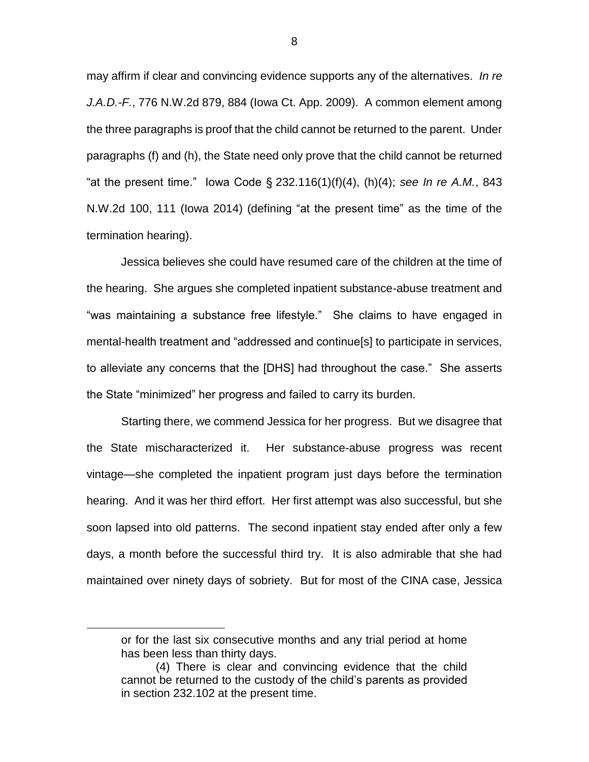may affirm if clear and convincing evidence supports any of the alternatives. *In re J.A.D.-F.*, 776 N.W.2d 879, 884 (Iowa Ct. App. 2009). A common element among the three paragraphs is proof that the child cannot be returned to the parent. Under paragraphs (f) and (h), the State need only prove that the child cannot be returned "at the present time." Iowa Code § 232.116(1)(f)(4), (h)(4); *see In re A.M.*, 843 N.W.2d 100, 111 (Iowa 2014) (defining "at the present time" as the time of the termination hearing).

Jessica believes she could have resumed care of the children at the time of the hearing. She argues she completed inpatient substance-abuse treatment and "was maintaining a substance free lifestyle." She claims to have engaged in mental-health treatment and "addressed and continue[s] to participate in services, to alleviate any concerns that the [DHS] had throughout the case." She asserts the State "minimized" her progress and failed to carry its burden.

Starting there, we commend Jessica for her progress. But we disagree that the State mischaracterized it. Her substance-abuse progress was recent vintage—she completed the inpatient program just days before the termination hearing. And it was her third effort. Her first attempt was also successful, but she soon lapsed into old patterns. The second inpatient stay ended after only a few days, a month before the successful third try. It is also admirable that she had maintained over ninety days of sobriety. But for most of the CINA case, Jessica

> or for the last six consecutive months and any trial period at home has been less than thirty days.
>
> (4) There is clear and convincing evidence that the child cannot be returned to the custody of the child's parents as provided in section 232.102 at the present time.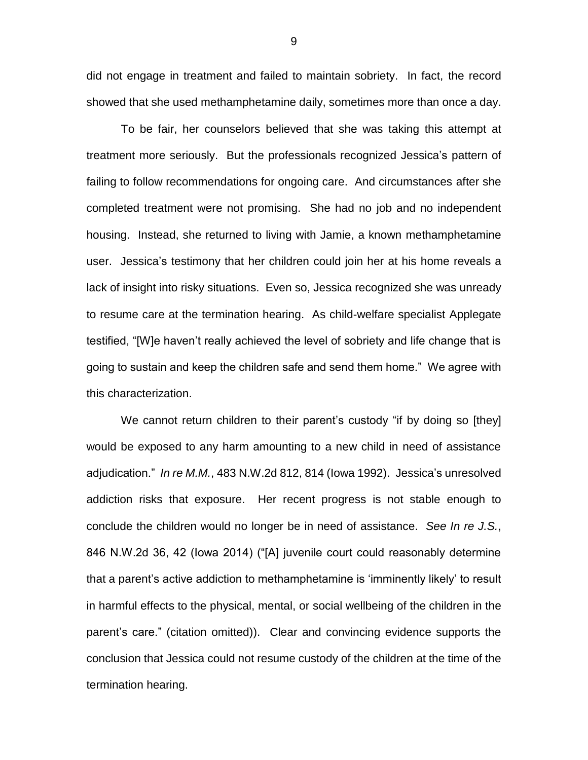did not engage in treatment and failed to maintain sobriety. In fact, the record showed that she used methamphetamine daily, sometimes more than once a day.

To be fair, her counselors believed that she was taking this attempt at treatment more seriously. But the professionals recognized Jessica's pattern of failing to follow recommendations for ongoing care. And circumstances after she completed treatment were not promising. She had no job and no independent housing. Instead, she returned to living with Jamie, a known methamphetamine user. Jessica's testimony that her children could join her at his home reveals a lack of insight into risky situations. Even so, Jessica recognized she was unready to resume care at the termination hearing. As child-welfare specialist Applegate testified, "[W]e haven't really achieved the level of sobriety and life change that is going to sustain and keep the children safe and send them home." We agree with this characterization.

We cannot return children to their parent's custody "if by doing so [they] would be exposed to any harm amounting to a new child in need of assistance adjudication." *In re M.M.*, 483 N.W.2d 812, 814 (Iowa 1992). Jessica's unresolved addiction risks that exposure. Her recent progress is not stable enough to conclude the children would no longer be in need of assistance. *See In re J.S.*, 846 N.W.2d 36, 42 (Iowa 2014) ("[A] juvenile court could reasonably determine that a parent's active addiction to methamphetamine is 'imminently likely' to result in harmful effects to the physical, mental, or social wellbeing of the children in the parent's care." (citation omitted)). Clear and convincing evidence supports the conclusion that Jessica could not resume custody of the children at the time of the termination hearing.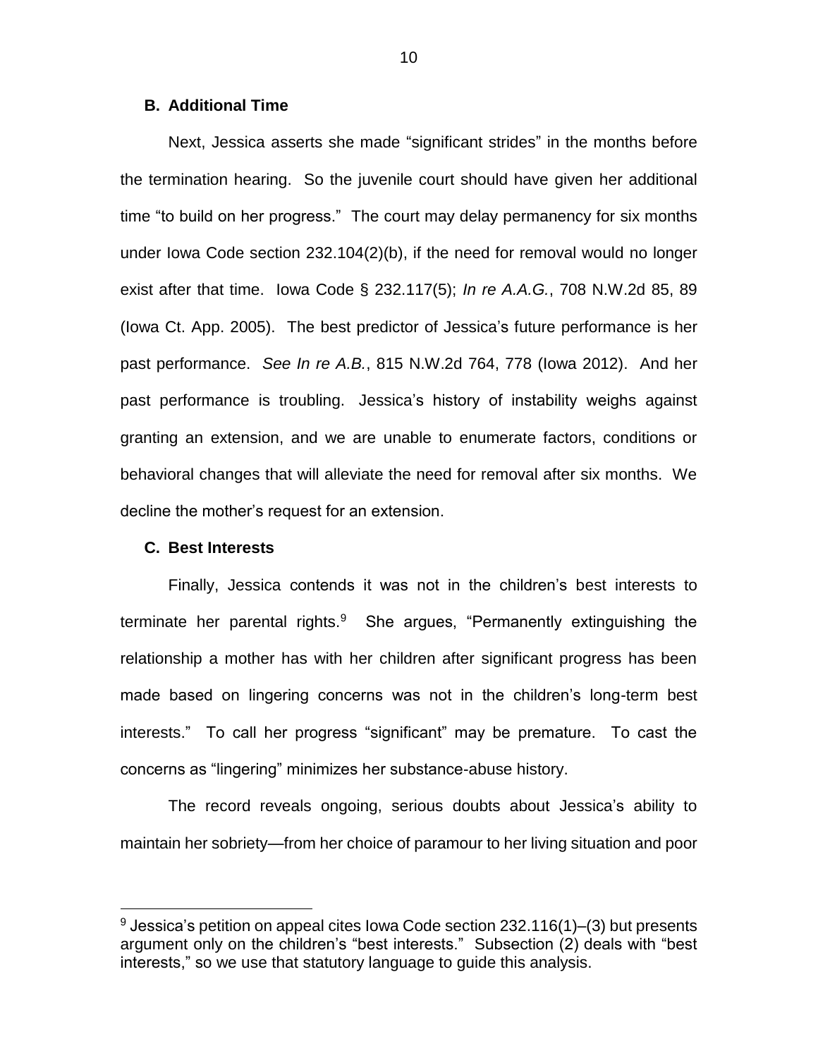### B. Additional Time

Next, Jessica asserts she made "significant strides" in the months before the termination hearing. So the juvenile court should have given her additional time "to build on her progress." The court may delay permanency for six months under Iowa Code section 232.104(2)(b), if the need for removal would no longer exist after that time. Iowa Code § 232.117(5); *In re A.A.G.*, 708 N.W.2d 85, 89 (Iowa Ct. App. 2005). The best predictor of Jessica's future performance is her past performance. *See In re A.B.*, 815 N.W.2d 764, 778 (Iowa 2012). And her past performance is troubling. Jessica's history of instability weighs against granting an extension, and we are unable to enumerate factors, conditions or behavioral changes that will alleviate the need for removal after six months. We decline the mother's request for an extension.

### C. Best Interests

Finally, Jessica contends it was not in the children's best interests to terminate her parental rights.[9] She argues, "Permanently extinguishing the relationship a mother has with her children after significant progress has been made based on lingering concerns was not in the children's long-term best interests." To call her progress "significant" may be premature. To cast the concerns as "lingering" minimizes her substance-abuse history.

The record reveals ongoing, serious doubts about Jessica's ability to maintain her sobriety—from her choice of paramour to her living situation and poor

[9] Jessica's petition on appeal cites Iowa Code section 232.116(1)–(3) but presents argument only on the children's "best interests." Subsection (2) deals with "best interests," so we use that statutory language to guide this analysis.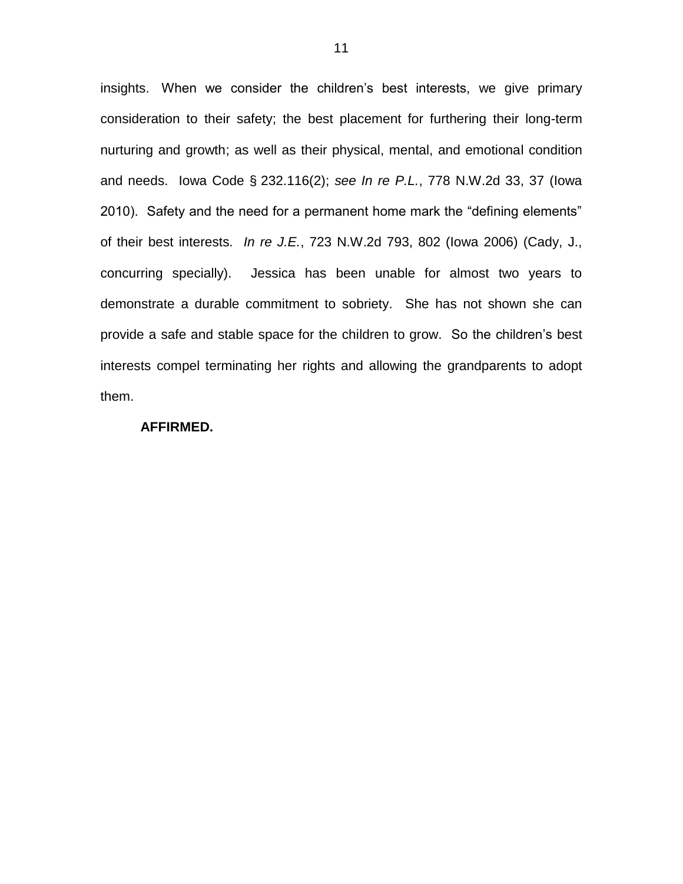insights. When we consider the children's best interests, we give primary consideration to their safety; the best placement for furthering their long-term nurturing and growth; as well as their physical, mental, and emotional condition and needs. Iowa Code § 232.116(2); *see In re P.L.*, 778 N.W.2d 33, 37 (Iowa 2010). Safety and the need for a permanent home mark the "defining elements" of their best interests. *In re J.E.*, 723 N.W.2d 793, 802 (Iowa 2006) (Cady, J., concurring specially). Jessica has been unable for almost two years to demonstrate a durable commitment to sobriety. She has not shown she can provide a safe and stable space for the children to grow. So the children's best interests compel terminating her rights and allowing the grandparents to adopt them.

**AFFIRMED.**